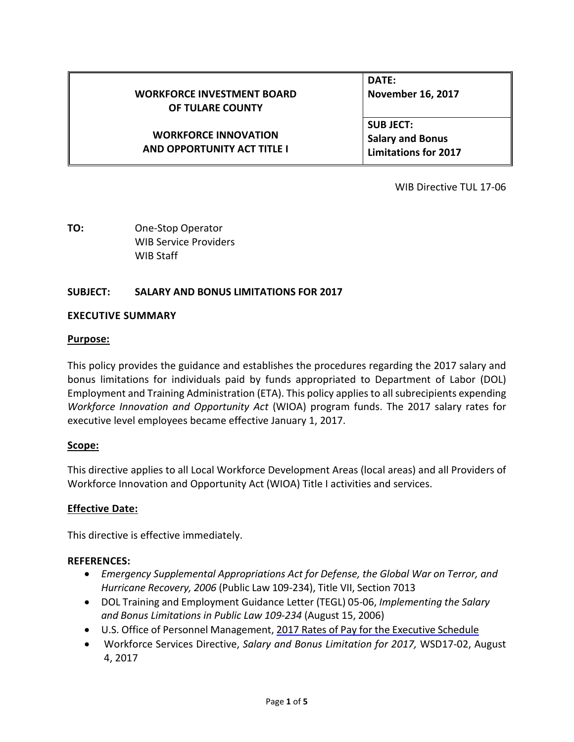| WORKFORCE INVESTMENT BOARD OF TULARE COUNTY | **DATE:** **November 16, 2017** |
|---|---|
| **WORKFORCE INNOVATION AND OPPORTUNITY ACT TITLE I** | **SUB JECT:** **Salary and Bonus Limitations for 2017** |

WIB Directive TUL 17-06

**TO:** One-Stop Operator
WIB Service Providers
WIB Staff

**SUBJECT: SALARY AND BONUS LIMITATIONS FOR 2017**

## EXECUTIVE SUMMARY

### Purpose:

This policy provides the guidance and establishes the procedures regarding the 2017 salary and bonus limitations for individuals paid by funds appropriated to Department of Labor (DOL) Employment and Training Administration (ETA). This policy applies to all subrecipients expending *Workforce Innovation and Opportunity Act* (WIOA) program funds. The 2017 salary rates for executive level employees became effective January 1, 2017.

### Scope:

This directive applies to all Local Workforce Development Areas (local areas) and all Providers of Workforce Innovation and Opportunity Act (WIOA) Title I activities and services.

### Effective Date:

This directive is effective immediately.

### REFERENCES:

- *Emergency Supplemental Appropriations Act for Defense, the Global War on Terror, and Hurricane Recovery, 2006* (Public Law 109-234), Title VII, Section 7013
- DOL Training and Employment Guidance Letter (TEGL) 05-06, *Implementing the Salary and Bonus Limitations in Public Law 109-234* (August 15, 2006)
- U.S. Office of Personnel Management, 2017 Rates of Pay for the Executive Schedule
- Workforce Services Directive, *Salary and Bonus Limitation for 2017,* WSD17-02, August 4, 2017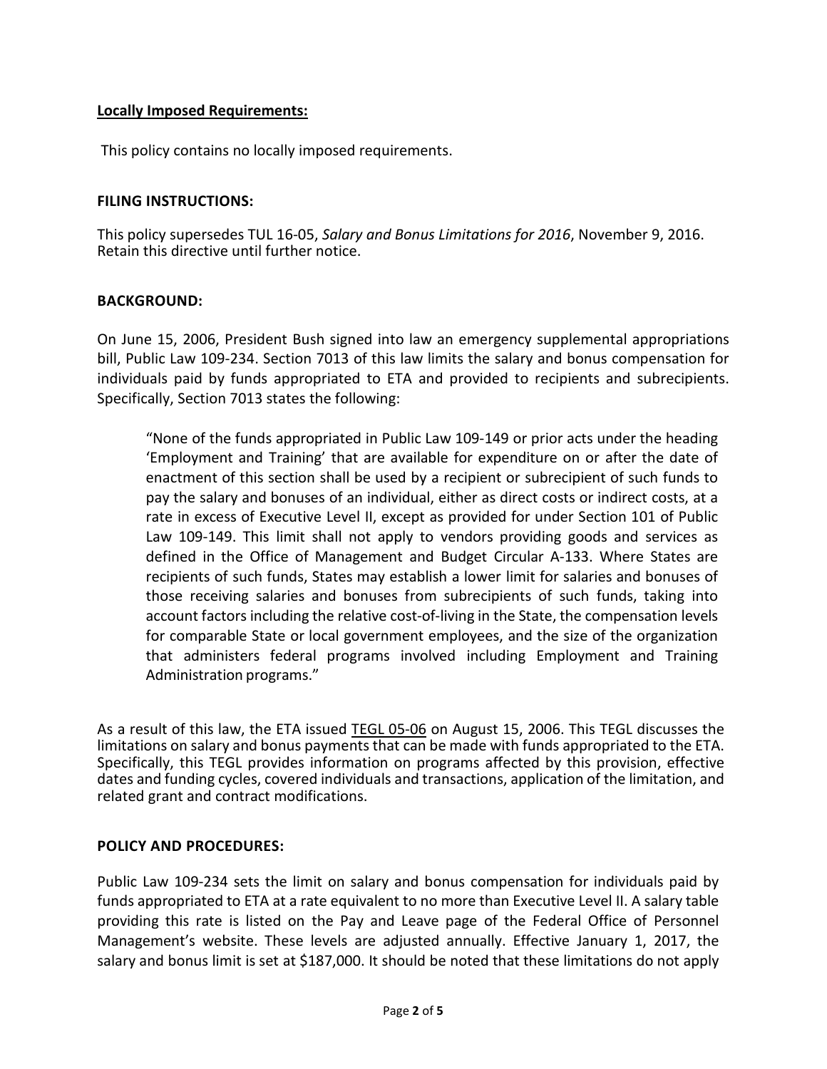**Locally Imposed Requirements:**

This policy contains no locally imposed requirements.

**FILING INSTRUCTIONS:**

This policy supersedes TUL 16-05, *Salary and Bonus Limitations for 2016*, November 9, 2016. Retain this directive until further notice.

**BACKGROUND:**

On June 15, 2006, President Bush signed into law an emergency supplemental appropriations bill, Public Law 109-234. Section 7013 of this law limits the salary and bonus compensation for individuals paid by funds appropriated to ETA and provided to recipients and subrecipients. Specifically, Section 7013 states the following:

> "None of the funds appropriated in Public Law 109-149 or prior acts under the heading 'Employment and Training' that are available for expenditure on or after the date of enactment of this section shall be used by a recipient or subrecipient of such funds to pay the salary and bonuses of an individual, either as direct costs or indirect costs, at a rate in excess of Executive Level II, except as provided for under Section 101 of Public Law 109-149. This limit shall not apply to vendors providing goods and services as defined in the Office of Management and Budget Circular A-133. Where States are recipients of such funds, States may establish a lower limit for salaries and bonuses of those receiving salaries and bonuses from subrecipients of such funds, taking into account factors including the relative cost-of-living in the State, the compensation levels for comparable State or local government employees, and the size of the organization that administers federal programs involved including Employment and Training Administration programs."

As a result of this law, the ETA issued TEGL 05-06 on August 15, 2006. This TEGL discusses the limitations on salary and bonus payments that can be made with funds appropriated to the ETA. Specifically, this TEGL provides information on programs affected by this provision, effective dates and funding cycles, covered individuals and transactions, application of the limitation, and related grant and contract modifications.

**POLICY AND PROCEDURES:**

Public Law 109-234 sets the limit on salary and bonus compensation for individuals paid by funds appropriated to ETA at a rate equivalent to no more than Executive Level II. A salary table providing this rate is listed on the Pay and Leave page of the Federal Office of Personnel Management's website. These levels are adjusted annually. Effective January 1, 2017, the salary and bonus limit is set at $187,000. It should be noted that these limitations do not apply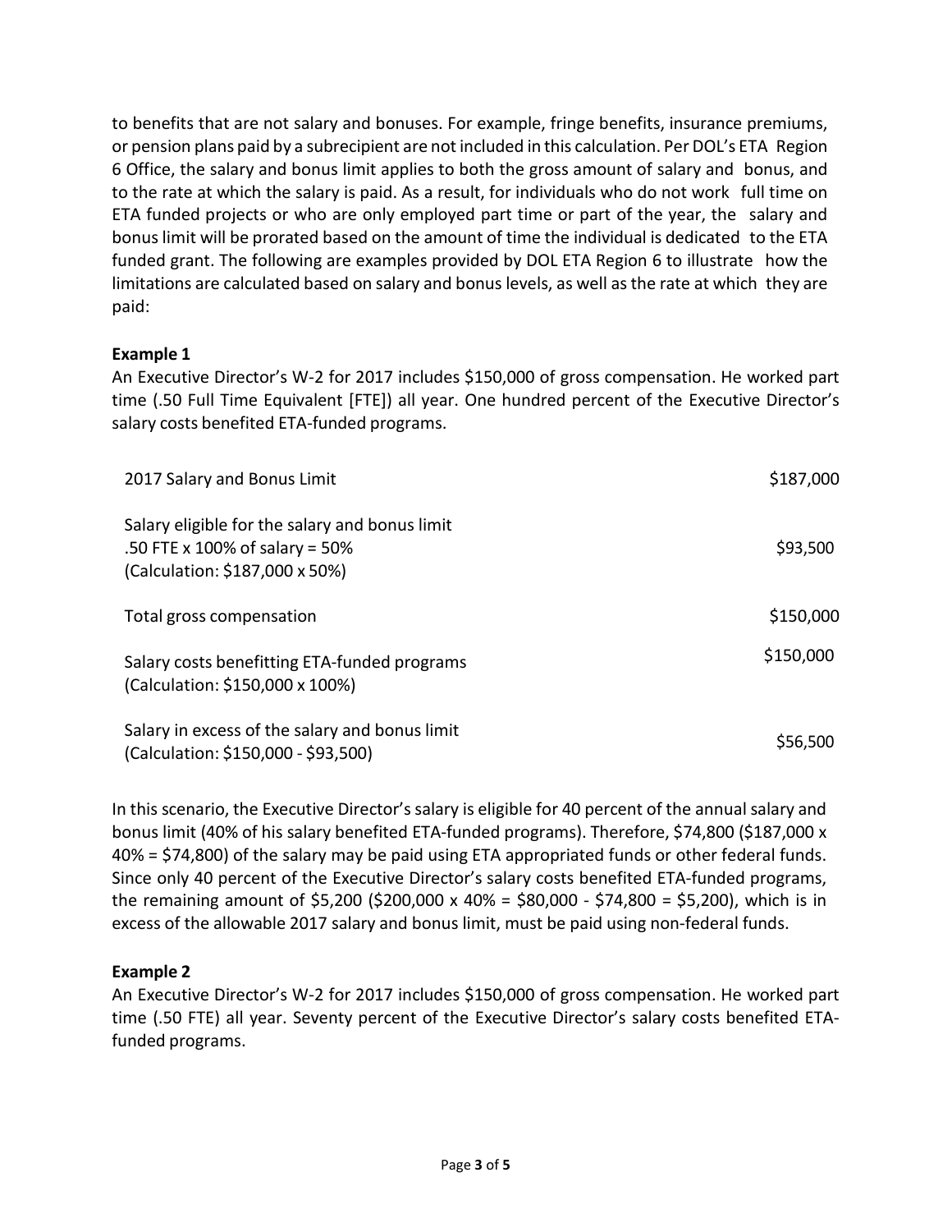to benefits that are not salary and bonuses. For example, fringe benefits, insurance premiums, or pension plans paid by a subrecipient are not included in this calculation. Per DOL's ETA Region 6 Office, the salary and bonus limit applies to both the gross amount of salary and bonus, and to the rate at which the salary is paid. As a result, for individuals who do not work full time on ETA funded projects or who are only employed part time or part of the year, the salary and bonus limit will be prorated based on the amount of time the individual is dedicated to the ETA funded grant. The following are examples provided by DOL ETA Region 6 to illustrate how the limitations are calculated based on salary and bonus levels, as well as the rate at which they are paid:

**Example 1**

An Executive Director's W-2 for 2017 includes $150,000 of gross compensation. He worked part time (.50 Full Time Equivalent [FTE]) all year. One hundred percent of the Executive Director's salary costs benefited ETA-funded programs.

| | |
|---|---|
| 2017 Salary and Bonus Limit | $187,000 |
| Salary eligible for the salary and bonus limit<br>.50 FTE x 100% of salary = 50%<br>(Calculation: $187,000 x 50%) | $93,500 |
| Total gross compensation | $150,000 |
| Salary costs benefitting ETA-funded programs<br>(Calculation: $150,000 x 100%) | $150,000 |
| Salary in excess of the salary and bonus limit<br>(Calculation: $150,000 - $93,500) | $56,500 |

In this scenario, the Executive Director's salary is eligible for 40 percent of the annual salary and bonus limit (40% of his salary benefited ETA-funded programs). Therefore, $74,800 ($187,000 x 40% = $74,800) of the salary may be paid using ETA appropriated funds or other federal funds. Since only 40 percent of the Executive Director's salary costs benefited ETA-funded programs, the remaining amount of $5,200 ($200,000 x 40% = $80,000 - $74,800 = $5,200), which is in excess of the allowable 2017 salary and bonus limit, must be paid using non-federal funds.

**Example 2**

An Executive Director's W-2 for 2017 includes $150,000 of gross compensation. He worked part time (.50 FTE) all year. Seventy percent of the Executive Director's salary costs benefited ETA-funded programs.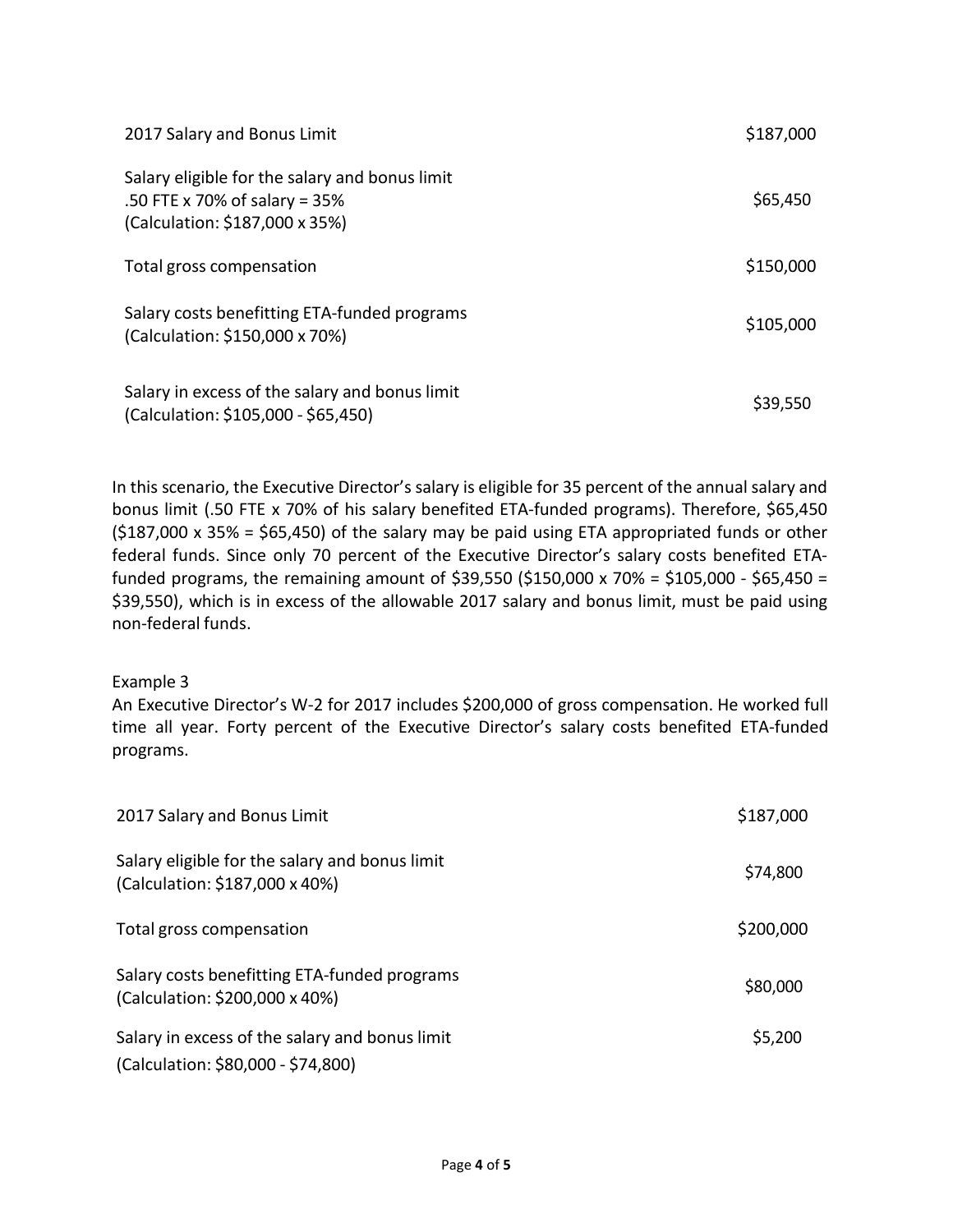| | |
|---|---|
| 2017 Salary and Bonus Limit | $187,000 |
| Salary eligible for the salary and bonus limit<br>.50 FTE x 70% of salary = 35%<br>(Calculation: $187,000 x 35%) | $65,450 |
| Total gross compensation | $150,000 |
| Salary costs benefitting ETA-funded programs<br>(Calculation: $150,000 x 70%) | $105,000 |
| Salary in excess of the salary and bonus limit<br>(Calculation: $105,000 - $65,450) | $39,550 |

In this scenario, the Executive Director's salary is eligible for 35 percent of the annual salary and bonus limit (.50 FTE x 70% of his salary benefited ETA-funded programs). Therefore, $65,450 ($187,000 x 35% = $65,450) of the salary may be paid using ETA appropriated funds or other federal funds. Since only 70 percent of the Executive Director's salary costs benefited ETA-funded programs, the remaining amount of $39,550 ($150,000 x 70% = $105,000 - $65,450 = $39,550), which is in excess of the allowable 2017 salary and bonus limit, must be paid using non-federal funds.

Example 3

An Executive Director's W-2 for 2017 includes $200,000 of gross compensation. He worked full time all year. Forty percent of the Executive Director's salary costs benefited ETA-funded programs.

| | |
|---|---|
| 2017 Salary and Bonus Limit | $187,000 |
| Salary eligible for the salary and bonus limit<br>(Calculation: $187,000 x 40%) | $74,800 |
| Total gross compensation | $200,000 |
| Salary costs benefitting ETA-funded programs<br>(Calculation: $200,000 x 40%) | $80,000 |
| Salary in excess of the salary and bonus limit<br>(Calculation: $80,000 - $74,800) | $5,200 |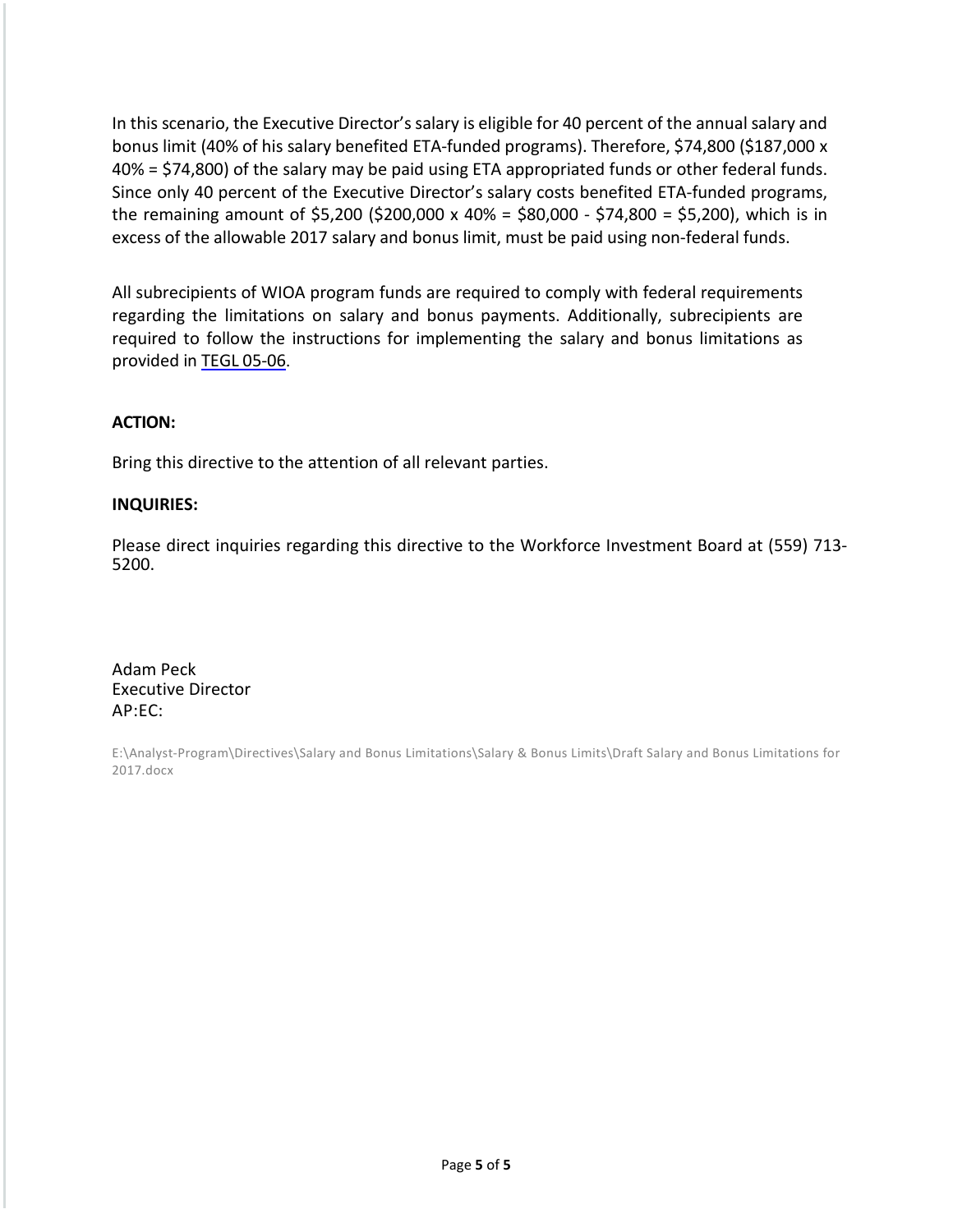In this scenario, the Executive Director's salary is eligible for 40 percent of the annual salary and bonus limit (40% of his salary benefited ETA-funded programs). Therefore, $74,800 ($187,000 x 40% = $74,800) of the salary may be paid using ETA appropriated funds or other federal funds. Since only 40 percent of the Executive Director's salary costs benefited ETA-funded programs, the remaining amount of $5,200 ($200,000 x 40% = $80,000 - $74,800 = $5,200), which is in excess of the allowable 2017 salary and bonus limit, must be paid using non-federal funds.

All subrecipients of WIOA program funds are required to comply with federal requirements regarding the limitations on salary and bonus payments. Additionally, subrecipients are required to follow the instructions for implementing the salary and bonus limitations as provided in TEGL 05-06.

**ACTION:**

Bring this directive to the attention of all relevant parties.

**INQUIRIES:**

Please direct inquiries regarding this directive to the Workforce Investment Board at (559) 713-5200.

Adam Peck
Executive Director
AP:EC:

E:\Analyst-Program\Directives\Salary and Bonus Limitations\Salary & Bonus Limits\Draft Salary and Bonus Limitations for 2017.docx